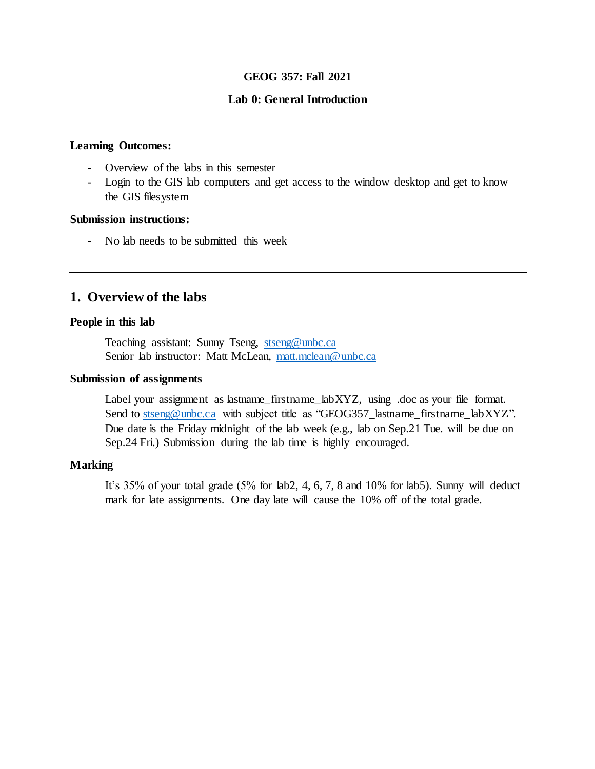**GEOG 357: Fall 2021**

**Lab 0: General Introduction**

---

**Learning Outcomes:**

- Overview of the labs in this semester
- Login to the GIS lab computers and get access to the window desktop and get to know the GIS filesystem

**Submission instructions:**

- No lab needs to be submitted this week

---

## 1. Overview of the labs

**People in this lab**

Teaching assistant: Sunny Tseng, stseng@unbc.ca
Senior lab instructor: Matt McLean, matt.mclean@unbc.ca

**Submission of assignments**

Label your assignment as lastname_firstname_labXYZ, using .doc as your file format. Send to stseng@unbc.ca with subject title as "GEOG357_lastname_firstname_labXYZ". Due date is the Friday midnight of the lab week (e.g., lab on Sep.21 Tue. will be due on Sep.24 Fri.) Submission during the lab time is highly encouraged.

**Marking**

It's 35% of your total grade (5% for lab2, 4, 6, 7, 8 and 10% for lab5). Sunny will deduct mark for late assignments. One day late will cause the 10% off of the total grade.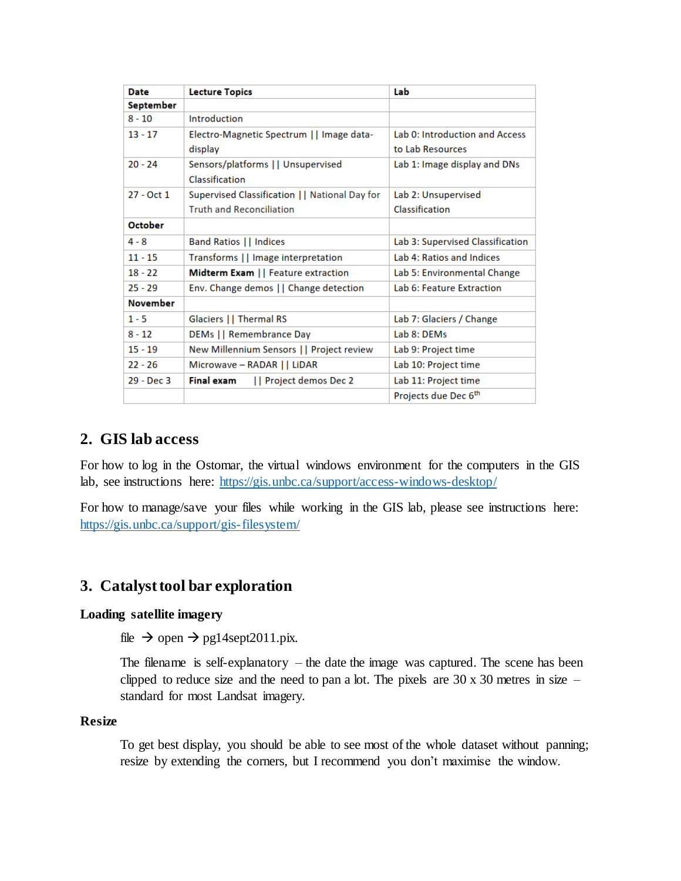| Date | Lecture Topics | Lab |
| --- | --- | --- |
| **September** | | |
| 8 - 10 | Introduction | |
| 13 - 17 | Electro-Magnetic Spectrum \|\| Image data-display | Lab 0: Introduction and Access to Lab Resources |
| 20 - 24 | Sensors/platforms \|\| Unsupervised Classification | Lab 1: Image display and DNs |
| 27 - Oct 1 | Supervised Classification \|\| National Day for Truth and Reconciliation | Lab 2: Unsupervised Classification |
| **October** | | |
| 4 - 8 | Band Ratios \|\| Indices | Lab 3: Supervised Classification |
| 11 - 15 | Transforms \|\| Image interpretation | Lab 4: Ratios and Indices |
| 18 - 22 | **Midterm Exam** \|\| Feature extraction | Lab 5: Environmental Change |
| 25 - 29 | Env. Change demos \|\| Change detection | Lab 6: Feature Extraction |
| **November** | | |
| 1 - 5 | Glaciers \|\| Thermal RS | Lab 7: Glaciers / Change |
| 8 - 12 | DEMs \|\| Remembrance Day | Lab 8: DEMs |
| 15 - 19 | New Millennium Sensors \|\| Project review | Lab 9: Project time |
| 22 - 26 | Microwave – RADAR \|\| LiDAR | Lab 10: Project time |
| 29 - Dec 3 | **Final exam** \|\| Project demos Dec 2 | Lab 11: Project time |
| | | Projects due Dec 6th |

## 2. GIS lab access

For how to log in the Ostomar, the virtual windows environment for the computers in the GIS lab, see instructions here: https://gis.unbc.ca/support/access-windows-desktop/

For how to manage/save your files while working in the GIS lab, please see instructions here: https://gis.unbc.ca/support/gis-filesystem/

## 3. Catalyst tool bar exploration

### Loading satellite imagery

file → open → pg14sept2011.pix.

The filename is self-explanatory – the date the image was captured. The scene has been clipped to reduce size and the need to pan a lot. The pixels are 30 x 30 metres in size – standard for most Landsat imagery.

### Resize

To get best display, you should be able to see most of the whole dataset without panning; resize by extending the corners, but I recommend you don't maximise the window.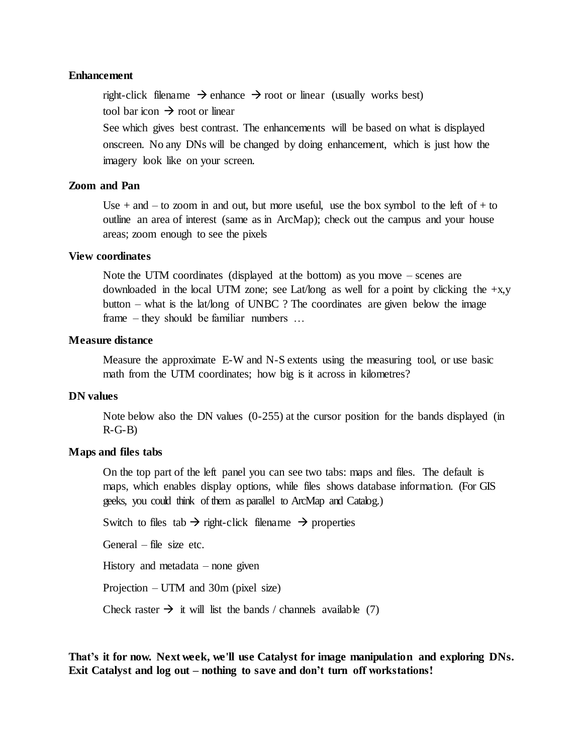**Enhancement**

right-click filename → enhance → root or linear (usually works best)

tool bar icon → root or linear

See which gives best contrast. The enhancements will be based on what is displayed onscreen. No any DNs will be changed by doing enhancement, which is just how the imagery look like on your screen.

**Zoom and Pan**

Use + and – to zoom in and out, but more useful, use the box symbol to the left of + to outline an area of interest (same as in ArcMap); check out the campus and your house areas; zoom enough to see the pixels

**View coordinates**

Note the UTM coordinates (displayed at the bottom) as you move – scenes are downloaded in the local UTM zone; see Lat/long as well for a point by clicking the +x,y button – what is the lat/long of UNBC ? The coordinates are given below the image frame – they should be familiar numbers …

**Measure distance**

Measure the approximate E-W and N-S extents using the measuring tool, or use basic math from the UTM coordinates; how big is it across in kilometres?

**DN values**

Note below also the DN values (0-255) at the cursor position for the bands displayed (in R-G-B)

**Maps and files tabs**

On the top part of the left panel you can see two tabs: maps and files. The default is maps, which enables display options, while files shows database information. (For GIS geeks, you could think of them as parallel to ArcMap and Catalog.)

Switch to files tab → right-click filename → properties

General – file size etc.

History and metadata – none given

Projection – UTM and 30m (pixel size)

Check raster → it will list the bands / channels available (7)

**That's it for now. Next week, we'll use Catalyst for image manipulation and exploring DNs. Exit Catalyst and log out – nothing to save and don't turn off workstations!**